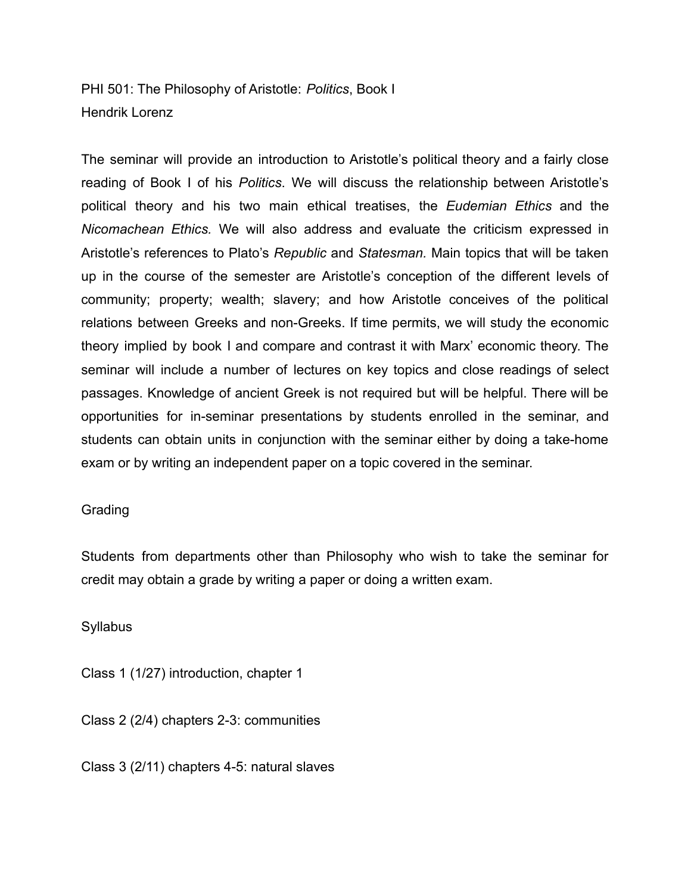PHI 501: The Philosophy of Aristotle: *Politics*, Book I
Hendrik Lorenz

The seminar will provide an introduction to Aristotle's political theory and a fairly close reading of Book I of his *Politics*. We will discuss the relationship between Aristotle's political theory and his two main ethical treatises, the *Eudemian Ethics* and the *Nicomachean Ethics.* We will also address and evaluate the criticism expressed in Aristotle's references to Plato's *Republic* and *Statesman.* Main topics that will be taken up in the course of the semester are Aristotle's conception of the different levels of community; property; wealth; slavery; and how Aristotle conceives of the political relations between Greeks and non-Greeks. If time permits, we will study the economic theory implied by book I and compare and contrast it with Marx' economic theory. The seminar will include a number of lectures on key topics and close readings of select passages. Knowledge of ancient Greek is not required but will be helpful. There will be opportunities for in-seminar presentations by students enrolled in the seminar, and students can obtain units in conjunction with the seminar either by doing a take-home exam or by writing an independent paper on a topic covered in the seminar.

## Grading

Students from departments other than Philosophy who wish to take the seminar for credit may obtain a grade by writing a paper or doing a written exam.

## Syllabus

Class 1 (1/27) introduction, chapter 1

Class 2 (2/4) chapters 2-3: communities

Class 3 (2/11) chapters 4-5: natural slaves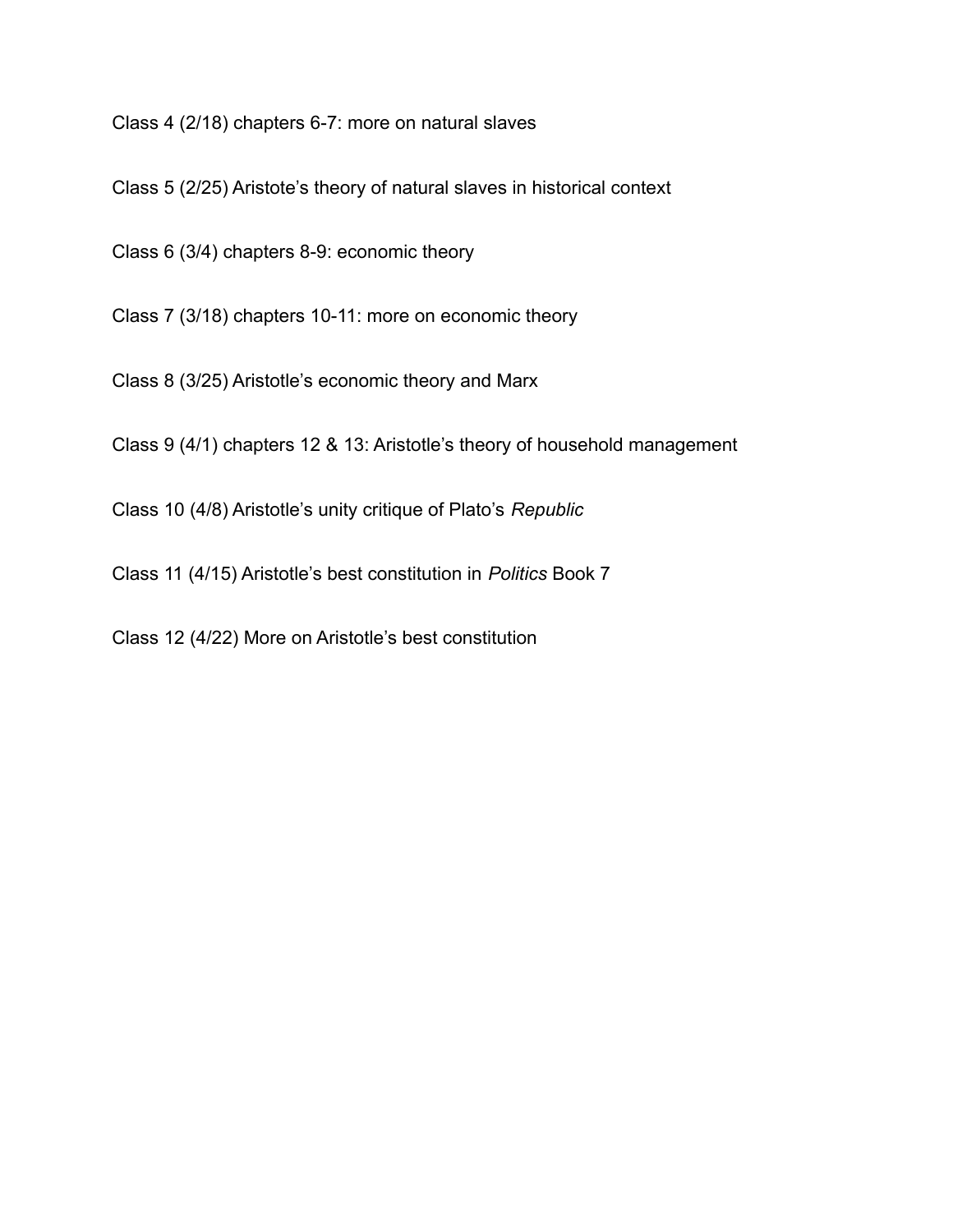Class 4 (2/18) chapters 6-7: more on natural slaves

Class 5 (2/25) Aristote's theory of natural slaves in historical context

Class 6 (3/4) chapters 8-9: economic theory

Class 7 (3/18) chapters 10-11: more on economic theory

Class 8 (3/25) Aristotle's economic theory and Marx

Class 9 (4/1) chapters 12 & 13: Aristotle's theory of household management

Class 10 (4/8) Aristotle's unity critique of Plato's *Republic*

Class 11 (4/15) Aristotle's best constitution in *Politics* Book 7

Class 12 (4/22) More on Aristotle's best constitution